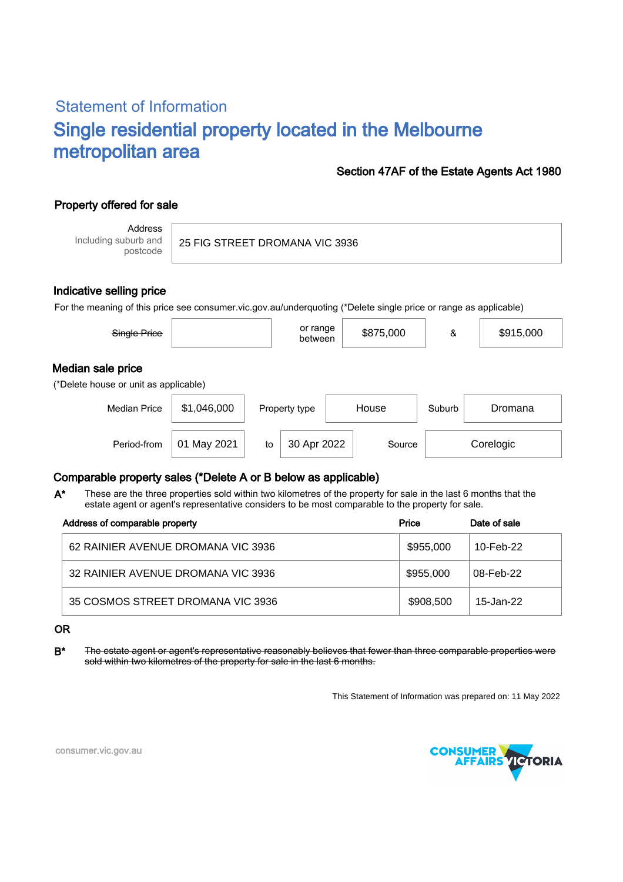## Statement of Information

# Single residential property located in the Melbourne metropolitan area

**Section 47AF of the Estate Agents Act 1980**

### Property offered for sale

| Address Including suburb and postcode | 25 FIG STREET DROMANA VIC 3936 |
|---|---|

### Indicative selling price

For the meaning of this price see consumer.vic.gov.au/underquoting (*Delete single price or range as applicable)

| ~~Single Price~~ | | or range between | $875,000 | & | $915,000 |
|---|---|---|---|---|---|

### Median sale price

(*Delete house or unit as applicable)

| Median Price | $1,046,000 | Property type | House | Suburb | Dromana |
|---|---|---|---|---|---|
| Period-from | 01 May 2021 | to | 30 Apr 2022 | Source | Corelogic |

### Comparable property sales (*Delete A or B below as applicable)

**A*** These are the three properties sold within two kilometres of the property for sale in the last 6 months that the estate agent or agent's representative considers to be most comparable to the property for sale.

| Address of comparable property | Price | Date of sale |
|---|---|---|
| 62 RAINIER AVENUE DROMANA VIC 3936 | $955,000 | 10-Feb-22 |
| 32 RAINIER AVENUE DROMANA VIC 3936 | $955,000 | 08-Feb-22 |
| 35 COSMOS STREET DROMANA VIC 3936 | $908,500 | 15-Jan-22 |

**OR**

**B*** ~~The estate agent or agent's representative reasonably believes that fewer than three comparable properties were sold within two kilometres of the property for sale in the last 6 months.~~

This Statement of Information was prepared on: 11 May 2022

consumer.vic.gov.au

CONSUMER AFFAIRS VICTORIA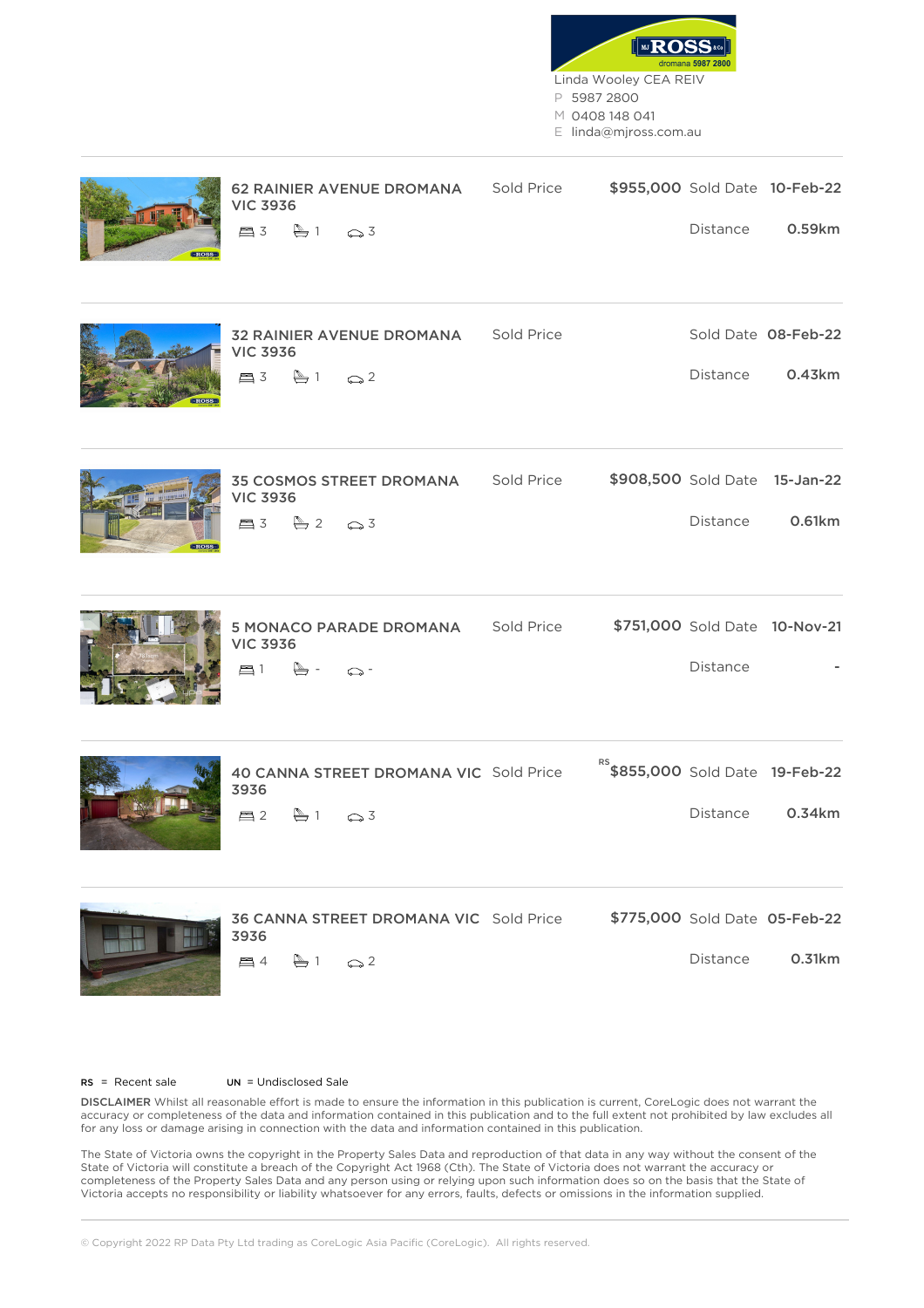MJ ROSS & Co dromana 5987 2800

Linda Wooley CEA REIV

P 5987 2800

M 0408 148 041

E linda@mjross.com.au

| | | | |
|---|---|---|---|
| **62 RAINIER AVENUE DROMANA VIC 3936** 3 bed, 1 bath, 3 car | Sold Price **$955,000** | Sold Date **10-Feb-22** | Distance **0.59km** |
| **32 RAINIER AVENUE DROMANA VIC 3936** 3 bed, 1 bath, 2 car | Sold Price | Sold Date **08-Feb-22** | Distance **0.43km** |
| **35 COSMOS STREET DROMANA VIC 3936** 3 bed, 2 bath, 3 car | Sold Price **$908,500** | Sold Date **15-Jan-22** | Distance **0.61km** |
| **5 MONACO PARADE DROMANA VIC 3936** 1 bed, - bath, - car | Sold Price **$751,000** | Sold Date **10-Nov-21** | Distance **-** |
| **40 CANNA STREET DROMANA VIC 3936** 2 bed, 1 bath, 3 car | Sold Price RS **$855,000** | Sold Date **19-Feb-22** | Distance **0.34km** |
| **36 CANNA STREET DROMANA VIC 3936** 4 bed, 1 bath, 2 car | Sold Price **$775,000** | Sold Date **05-Feb-22** | Distance **0.31km** |

**RS** = Recent sale **UN** = Undisclosed Sale

**DISCLAIMER** Whilst all reasonable effort is made to ensure the information in this publication is current, CoreLogic does not warrant the accuracy or completeness of the data and information contained in this publication and to the full extent not prohibited by law excludes all for any loss or damage arising in connection with the data and information contained in this publication.

The State of Victoria owns the copyright in the Property Sales Data and reproduction of that data in any way without the consent of the State of Victoria will constitute a breach of the Copyright Act 1968 (Cth). The State of Victoria does not warrant the accuracy or completeness of the Property Sales Data and any person using or relying upon such information does so on the basis that the State of Victoria accepts no responsibility or liability whatsoever for any errors, faults, defects or omissions in the information supplied.

© Copyright 2022 RP Data Pty Ltd trading as CoreLogic Asia Pacific (CoreLogic). All rights reserved.